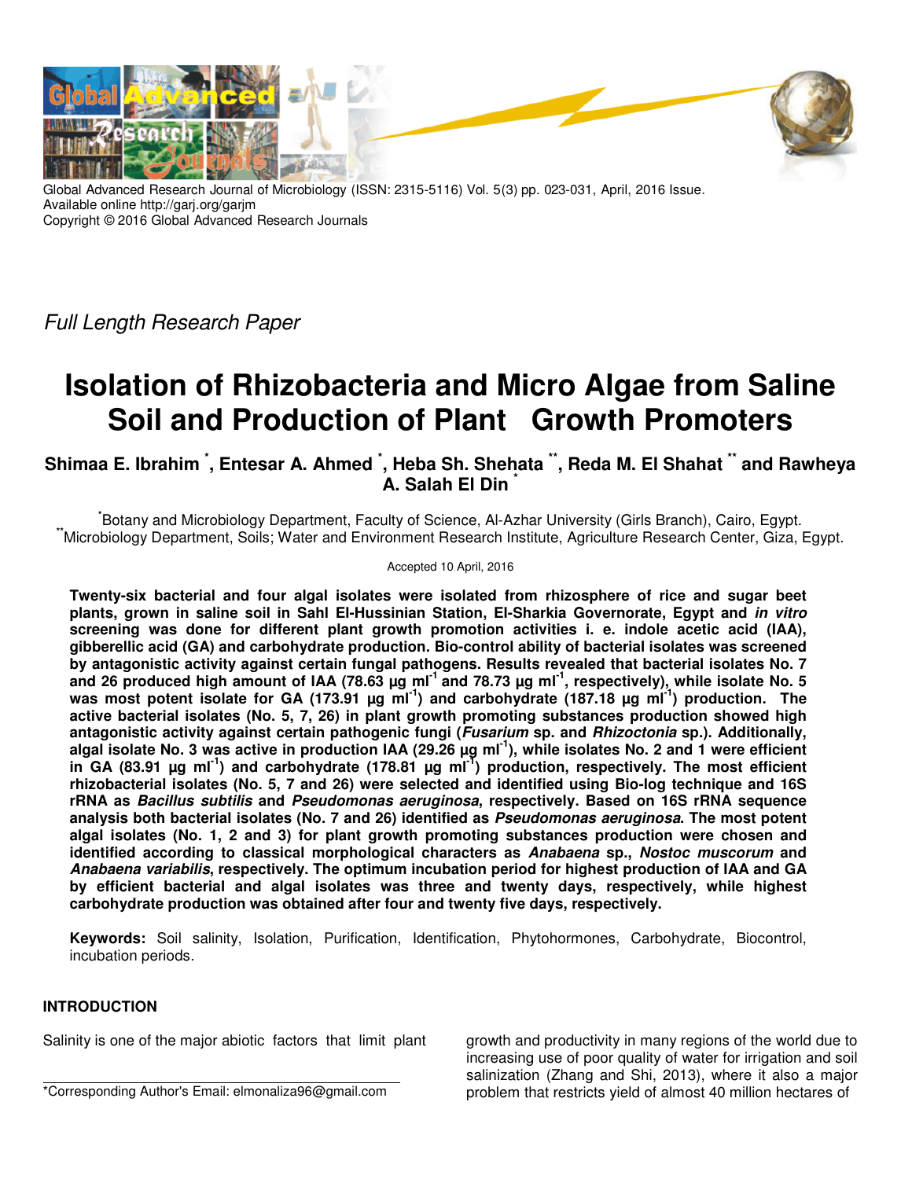Global Advanced Research Journal of Microbiology (ISSN: 2315-5116) Vol. 5(3) pp. 023-031, April, 2016 Issue.
Available online http://garj.org/garjm
Copyright © 2016 Global Advanced Research Journals

*Full Length Research Paper*

# Isolation of Rhizobacteria and Micro Algae from Saline Soil and Production of Plant Growth Promoters

**Shimaa E. Ibrahim [\*], Entesar A. Ahmed [\*], Heba Sh. Shehata [\*\*], Reda M. El Shahat [\*\*] and Rawheya A. Salah El Din [\*]**

[\*]Botany and Microbiology Department, Faculty of Science, Al-Azhar University (Girls Branch), Cairo, Egypt.
[\*\*]Microbiology Department, Soils; Water and Environment Research Institute, Agriculture Research Center, Giza, Egypt.

Accepted 10 April, 2016

**Twenty-six bacterial and four algal isolates were isolated from rhizosphere of rice and sugar beet plants, grown in saline soil in Sahl El-Hussinian Station, El-Sharkia Governorate, Egypt and *in vitro* screening was done for different plant growth promotion activities i. e. indole acetic acid (IAA), gibberellic acid (GA) and carbohydrate production. Bio-control ability of bacterial isolates was screened by antagonistic activity against certain fungal pathogens. Results revealed that bacterial isolates No. 7 and 26 produced high amount of IAA (78.63 µg ml$^{-1}$ and 78.73 µg ml$^{-1}$, respectively), while isolate No. 5 was most potent isolate for GA (173.91 µg ml$^{-1}$) and carbohydrate (187.18 µg ml$^{-1}$) production. The active bacterial isolates (No. 5, 7, 26) in plant growth promoting substances production showed high antagonistic activity against certain pathogenic fungi (*Fusarium* sp. and *Rhizoctonia* sp.). Additionally, algal isolate No. 3 was active in production IAA (29.26 µg ml$^{-1}$), while isolates No. 2 and 1 were efficient in GA (83.91 µg ml$^{-1}$) and carbohydrate (178.81 µg ml$^{-1}$) production, respectively. The most efficient rhizobacterial isolates (No. 5, 7 and 26) were selected and identified using Bio-log technique and 16S rRNA as *Bacillus subtilis* and *Pseudomonas aeruginosa*, respectively. Based on 16S rRNA sequence analysis both bacterial isolates (No. 7 and 26) identified as *Pseudomonas aeruginosa*. The most potent algal isolates (No. 1, 2 and 3) for plant growth promoting substances production were chosen and identified according to classical morphological characters as *Anabaena* sp., *Nostoc muscorum* and *Anabaena variabilis*, respectively. The optimum incubation period for highest production of IAA and GA by efficient bacterial and algal isolates was three and twenty days, respectively, while highest carbohydrate production was obtained after four and twenty five days, respectively.**

**Keywords:** Soil salinity, Isolation, Purification, Identification, Phytohormones, Carbohydrate, Biocontrol, incubation periods.

## INTRODUCTION

Salinity is one of the major abiotic factors that limit plant growth and productivity in many regions of the world due to increasing use of poor quality of water for irrigation and soil salinization (Zhang and Shi, 2013), where it also a major problem that restricts yield of almost 40 million hectares of

\*Corresponding Author's Email: elmonaliza96@gmail.com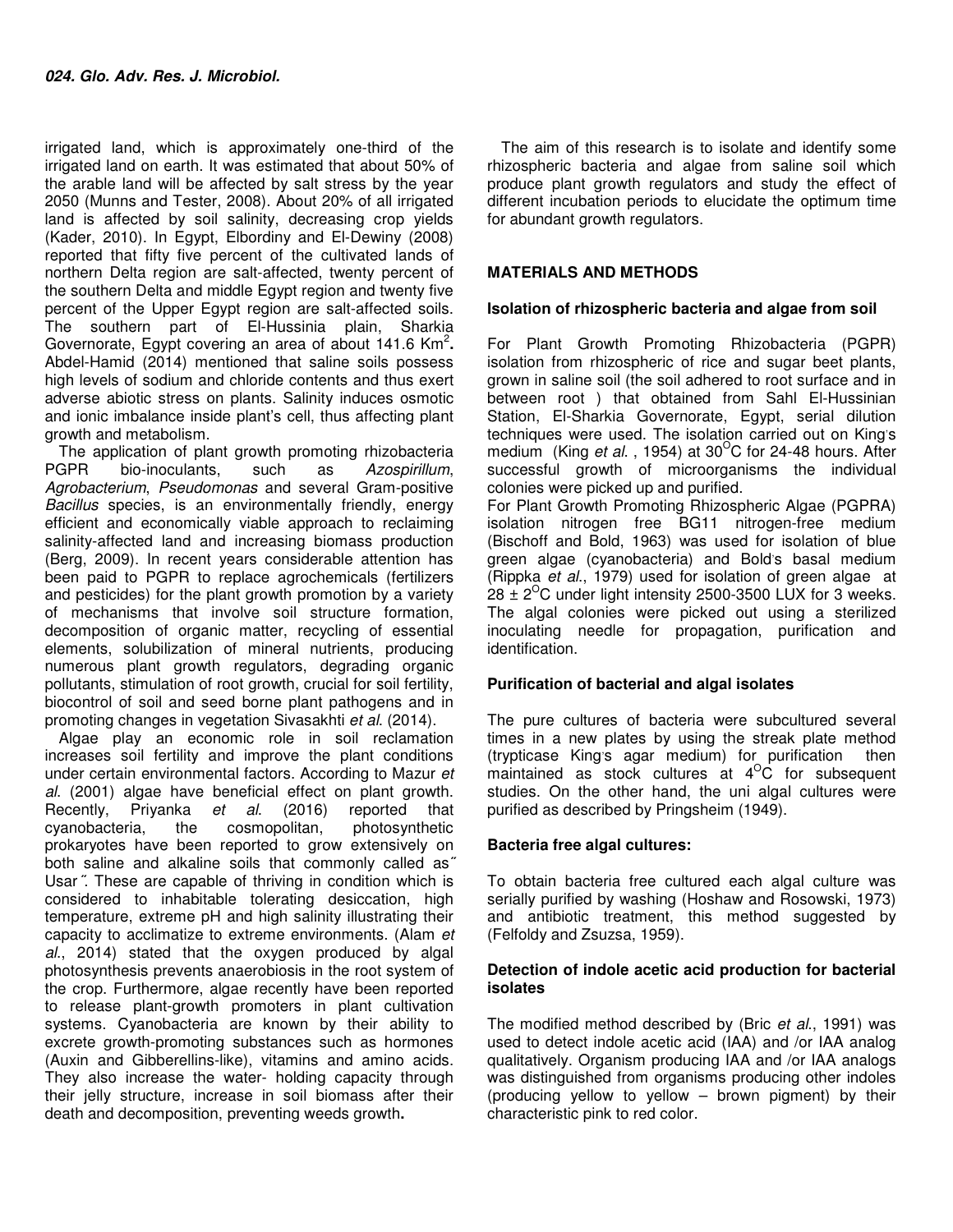irrigated land, which is approximately one-third of the irrigated land on earth. It was estimated that about 50% of the arable land will be affected by salt stress by the year 2050 (Munns and Tester, 2008). About 20% of all irrigated land is affected by soil salinity, decreasing crop yields (Kader, 2010). In Egypt, Elbordiny and El-Dewiny (2008) reported that fifty five percent of the cultivated lands of northern Delta region are salt-affected, twenty percent of the southern Delta and middle Egypt region and twenty five percent of the Upper Egypt region are salt-affected soils. The southern part of El-Hussinia plain, Sharkia Governorate, Egypt covering an area of about 141.6 $Km^2$. Abdel-Hamid (2014) mentioned that saline soils possess high levels of sodium and chloride contents and thus exert adverse abiotic stress on plants. Salinity induces osmotic and ionic imbalance inside plant's cell, thus affecting plant growth and metabolism.

The application of plant growth promoting rhizobacteria PGPR bio-inoculants, such as *Azospirillum*, *Agrobacterium*, *Pseudomonas* and several Gram-positive *Bacillus* species, is an environmentally friendly, energy efficient and economically viable approach to reclaiming salinity-affected land and increasing biomass production (Berg, 2009). In recent years considerable attention has been paid to PGPR to replace agrochemicals (fertilizers and pesticides) for the plant growth promotion by a variety of mechanisms that involve soil structure formation, decomposition of organic matter, recycling of essential elements, solubilization of mineral nutrients, producing numerous plant growth regulators, degrading organic pollutants, stimulation of root growth, crucial for soil fertility, biocontrol of soil and seed borne plant pathogens and in promoting changes in vegetation Sivasakhti *et al*. (2014).

Algae play an economic role in soil reclamation increases soil fertility and improve the plant conditions under certain environmental factors. According to Mazur *et al*. (2001) algae have beneficial effect on plant growth. Recently, Priyanka *et al*. (2016) reported that cyanobacteria, the cosmopolitan, photosynthetic prokaryotes have been reported to grow extensively on both saline and alkaline soils that commonly called as˝ Usar˝. These are capable of thriving in condition which is considered to inhabitable tolerating desiccation, high temperature, extreme pH and high salinity illustrating their capacity to acclimatize to extreme environments. (Alam *et al*., 2014) stated that the oxygen produced by algal photosynthesis prevents anaerobiosis in the root system of the crop. Furthermore, algae recently have been reported to release plant-growth promoters in plant cultivation systems. Cyanobacteria are known by their ability to excrete growth-promoting substances such as hormones (Auxin and Gibberellins-like), vitamins and amino acids. They also increase the water- holding capacity through their jelly structure, increase in soil biomass after their death and decomposition, preventing weeds growth**.**

The aim of this research is to isolate and identify some rhizospheric bacteria and algae from saline soil which produce plant growth regulators and study the effect of different incubation periods to elucidate the optimum time for abundant growth regulators.

## MATERIALS AND METHODS

### Isolation of rhizospheric bacteria and algae from soil

For Plant Growth Promoting Rhizobacteria (PGPR) isolation from rhizospheric of rice and sugar beet plants, grown in saline soil (the soil adhered to root surface and in between root ) that obtained from Sahl El-Hussinian Station, El-Sharkia Governorate, Egypt, serial dilution techniques were used. The isolation carried out on King's medium (King *et al*. , 1954) at 30$^{O}$C for 24-48 hours. After successful growth of microorganisms the individual colonies were picked up and purified.

For Plant Growth Promoting Rhizospheric Algae (PGPRA) isolation nitrogen free BG11 nitrogen-free medium (Bischoff and Bold, 1963) was used for isolation of blue green algae (cyanobacteria) and Bold's basal medium (Rippka *et al*., 1979) used for isolation of green algae at 28 ± 2$^{O}$C under light intensity 2500-3500 LUX for 3 weeks. The algal colonies were picked out using a sterilized inoculating needle for propagation, purification and identification.

### Purification of bacterial and algal isolates

The pure cultures of bacteria were subcultured several times in a new plates by using the streak plate method (trypticase King's agar medium) for purification then maintained as stock cultures at 4$^{O}$C for subsequent studies. On the other hand, the uni algal cultures were purified as described by Pringsheim (1949).

### Bacteria free algal cultures:

To obtain bacteria free cultured each algal culture was serially purified by washing (Hoshaw and Rosowski, 1973) and antibiotic treatment, this method suggested by (Felfoldy and Zsuzsa, 1959).

### Detection of indole acetic acid production for bacterial isolates

The modified method described by (Bric *et al*., 1991) was used to detect indole acetic acid (IAA) and /or IAA analog qualitatively. Organism producing IAA and /or IAA analogs was distinguished from organisms producing other indoles (producing yellow to yellow – brown pigment) by their characteristic pink to red color.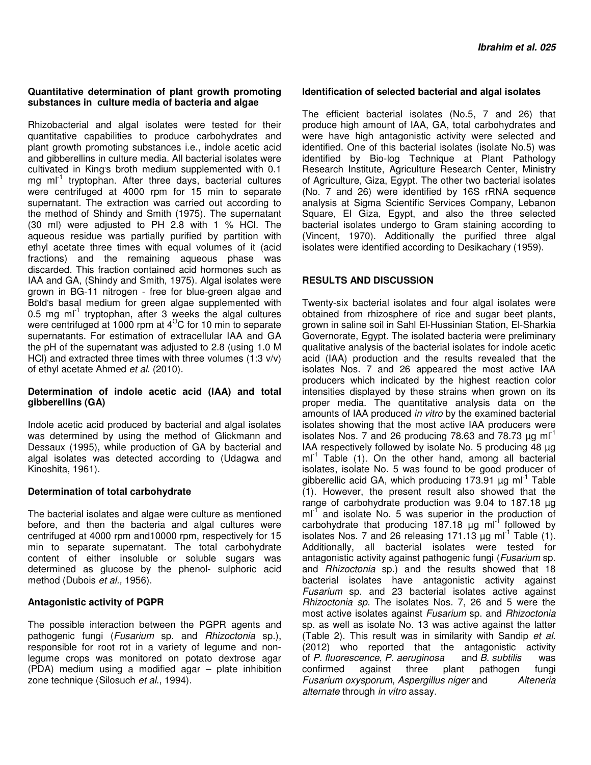### Quantitative determination of plant growth promoting substances in culture media of bacteria and algae

Rhizobacterial and algal isolates were tested for their quantitative capabilities to produce carbohydrates and plant growth promoting substances i.e., indole acetic acid and gibberellins in culture media. All bacterial isolates were cultivated in King's broth medium supplemented with 0.1 mg ml$^{-1}$ tryptophan. After three days, bacterial cultures were centrifuged at 4000 rpm for 15 min to separate supernatant. The extraction was carried out according to the method of Shindy and Smith (1975). The supernatant (30 ml) were adjusted to PH 2.8 with 1 % HCl. The aqueous residue was partially purified by partition with ethyl acetate three times with equal volumes of it (acid fractions) and the remaining aqueous phase was discarded. This fraction contained acid hormones such as IAA and GA, (Shindy and Smith, 1975). Algal isolates were grown in BG-11 nitrogen - free for blue-green algae and Bold's basal medium for green algae supplemented with 0.5 mg ml$^{-1}$ tryptophan, after 3 weeks the algal cultures were centrifuged at 1000 rpm at 4$^{O}$C for 10 min to separate supernatants. For estimation of extracellular IAA and GA the pH of the supernatant was adjusted to 2.8 (using 1.0 M HCl) and extracted three times with three volumes (1:3 v/v) of ethyl acetate Ahmed *et al*. (2010).

### Determination of indole acetic acid (IAA) and total gibberellins (GA)

Indole acetic acid produced by bacterial and algal isolates was determined by using the method of Glickmann and Dessaux (1995), while production of GA by bacterial and algal isolates was detected according to (Udagwa and Kinoshita, 1961).

### Determination of total carbohydrate

The bacterial isolates and algae were culture as mentioned before, and then the bacteria and algal cultures were centrifuged at 4000 rpm and10000 rpm, respectively for 15 min to separate supernatant. The total carbohydrate content of either insoluble or soluble sugars was determined as glucose by the phenol- sulphoric acid method (Dubois *et al.,* 1956).

### Antagonistic activity of PGPR

The possible interaction between the PGPR agents and pathogenic fungi (*Fusarium* sp. and *Rhizoctonia* sp.), responsible for root rot in a variety of legume and non-legume crops was monitored on potato dextrose agar (PDA) medium using a modified agar – plate inhibition zone technique (Silosuch *et al*., 1994).

### Identification of selected bacterial and algal isolates

The efficient bacterial isolates (No.5, 7 and 26) that produce high amount of IAA, GA, total carbohydrates and were have high antagonistic activity were selected and identified. One of this bacterial isolates (isolate No.5) was identified by Bio-log Technique at Plant Pathology Research Institute, Agriculture Research Center, Ministry of Agriculture, Giza, Egypt. The other two bacterial isolates (No. 7 and 26) were identified by 16S rRNA sequence analysis at Sigma Scientific Services Company, Lebanon Square, El Giza, Egypt, and also the three selected bacterial isolates undergo to Gram staining according to (Vincent, 1970). Additionally the purified three algal isolates were identified according to Desikachary (1959).

## RESULTS AND DISCUSSION

Twenty-six bacterial isolates and four algal isolates were obtained from rhizosphere of rice and sugar beet plants, grown in saline soil in Sahl El-Hussinian Station, El-Sharkia Governorate, Egypt. The isolated bacteria were preliminary qualitative analysis of the bacterial isolates for indole acetic acid (IAA) production and the results revealed that the isolates Nos. 7 and 26 appeared the most active IAA producers which indicated by the highest reaction color intensities displayed by these strains when grown on its proper media. The quantitative analysis data on the amounts of IAA produced *in vitro* by the examined bacterial isolates showing that the most active IAA producers were isolates Nos. 7 and 26 producing 78.63 and 78.73 µg ml$^{-1}$ IAA respectively followed by isolate No. 5 producing 48 µg ml$^{-1}$ Table (1). On the other hand, among all bacterial isolates, isolate No. 5 was found to be good producer of gibberellic acid GA, which producing 173.91 µg ml$^{-1}$ Table (1). However, the present result also showed that the range of carbohydrate production was 9.04 to 187.18 µg ml$^{-1}$ and isolate No. 5 was superior in the production of carbohydrate that producing 187.18 µg ml$^{-1}$ followed by isolates Nos. 7 and 26 releasing 171.13 µg ml$^{-1}$ Table (1). Additionally, all bacterial isolates were tested for antagonistic activity against pathogenic fungi (*Fusarium* sp. and *Rhizoctonia* sp.) and the results showed that 18 bacterial isolates have antagonistic activity against *Fusarium* sp. and 23 bacterial isolates active against *Rhizoctonia sp.* The isolates Nos. 7, 26 and 5 were the most active isolates against *Fusarium* sp. and *Rhizoctonia* sp. as well as isolate No. 13 was active against the latter (Table 2). This result was in similarity with Sandip *et al.* (2012) who reported that the antagonistic activity of *P. fluorescence*, *P. aeruginosa* and *B. subtilis* was confirmed against three plant pathogen fungi *Fusarium oxysporum*, *Aspergillus niger* and *Alteneria alternate* through *in vitro* assay.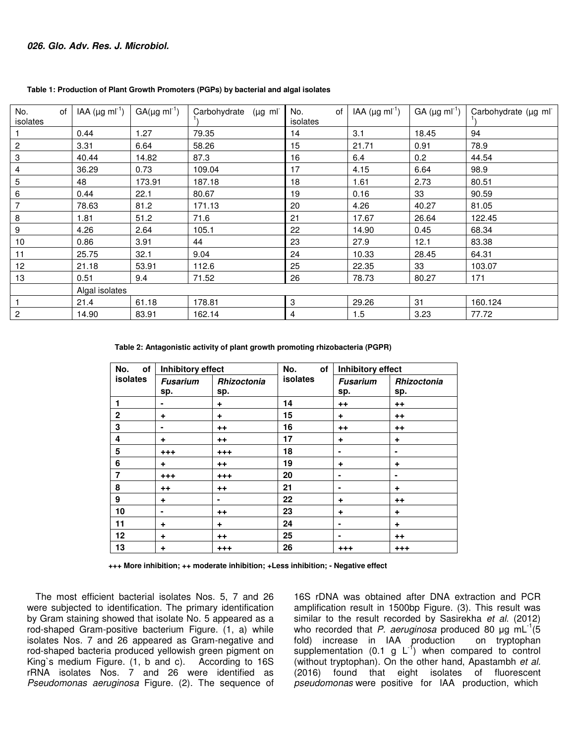**Table 1: Production of Plant Growth Promoters (PGPs) by bacterial and algal isolates**

| No. of isolates | IAA (µg $ml^{-1}$) | GA(µg $ml^{-1}$) | Carbohydrate (µg $ml^{-1}$) | No. of isolates | IAA (µg $ml^{-1}$) | GA (µg $ml^{-1}$) | Carbohydrate (µg $ml^{-1}$) |
|---|---|---|---|---|---|---|---|
| 1 | 0.44 | 1.27 | 79.35 | 14 | 3.1 | 18.45 | 94 |
| 2 | 3.31 | 6.64 | 58.26 | 15 | 21.71 | 0.91 | 78.9 |
| 3 | 40.44 | 14.82 | 87.3 | 16 | 6.4 | 0.2 | 44.54 |
| 4 | 36.29 | 0.73 | 109.04 | 17 | 4.15 | 6.64 | 98.9 |
| 5 | 48 | 173.91 | 187.18 | 18 | 1.61 | 2.73 | 80.51 |
| 6 | 0.44 | 22.1 | 80.67 | 19 | 0.16 | 33 | 90.59 |
| 7 | 78.63 | 81.2 | 171.13 | 20 | 4.26 | 40.27 | 81.05 |
| 8 | 1.81 | 51.2 | 71.6 | 21 | 17.67 | 26.64 | 122.45 |
| 9 | 4.26 | 2.64 | 105.1 | 22 | 14.90 | 0.45 | 68.34 |
| 10 | 0.86 | 3.91 | 44 | 23 | 27.9 | 12.1 | 83.38 |
| 11 | 25.75 | 32.1 | 9.04 | 24 | 10.33 | 28.45 | 64.31 |
| 12 | 21.18 | 53.91 | 112.6 | 25 | 22.35 | 33 | 103.07 |
| 13 | 0.51 | 9.4 | 71.52 | 26 | 78.73 | 80.27 | 171 |
| | Algal isolates | | | | | | |
| 1 | 21.4 | 61.18 | 178.81 | 3 | 29.26 | 31 | 160.124 |
| 2 | 14.90 | 83.91 | 162.14 | 4 | 1.5 | 3.23 | 77.72 |

**Table 2: Antagonistic activity of plant growth promoting rhizobacteria (PGPR)**

| No. of isolates | Inhibitory effect | | No. of isolates | Inhibitory effect | |
|---|---|---|---|---|---|
| | *Fusarium* sp. | *Rhizoctonia* sp. | | *Fusarium* sp. | *Rhizoctonia* sp. |
| **1** | - | + | **14** | ++ | ++ |
| **2** | + | + | **15** | + | ++ |
| **3** | - | ++ | **16** | ++ | ++ |
| **4** | + | ++ | **17** | + | + |
| **5** | +++ | +++ | **18** | - | - |
| **6** | + | ++ | **19** | + | + |
| **7** | +++ | +++ | **20** | - | - |
| **8** | ++ | ++ | **21** | - | + |
| **9** | + | - | **22** | + | ++ |
| **10** | - | ++ | **23** | + | + |
| **11** | + | + | **24** | - | + |
| **12** | + | ++ | **25** | - | ++ |
| **13** | + | +++ | **26** | +++ | +++ |

**+++ More inhibition; ++ moderate inhibition; +Less inhibition; - Negative effect**

The most efficient bacterial isolates Nos. 5, 7 and 26 were subjected to identification. The primary identification by Gram staining showed that isolate No. 5 appeared as a rod-shaped Gram-positive bacterium Figure. (1, a) while isolates Nos. 7 and 26 appeared as Gram-negative and rod-shaped bacteria produced yellowish green pigment on King`s medium Figure. (1, b and c). According to 16S rRNA isolates Nos. 7 and 26 were identified as *Pseudomonas aeruginosa* Figure. (2). The sequence of 16S rDNA was obtained after DNA extraction and PCR amplification result in 1500bp Figure. (3). This result was similar to the result recorded by Sasirekha *et al.* (2012) who recorded that *P. aeruginosa* produced 80 µg $mL^{-1}$(5 fold) increase in IAA production on tryptophan supplementation (0.1 g $L^{-1}$) when compared to control (without tryptophan). On the other hand, Apastambh *et al.* (2016) found that eight isolates of fluorescent *pseudomonas* were positive for IAA production, which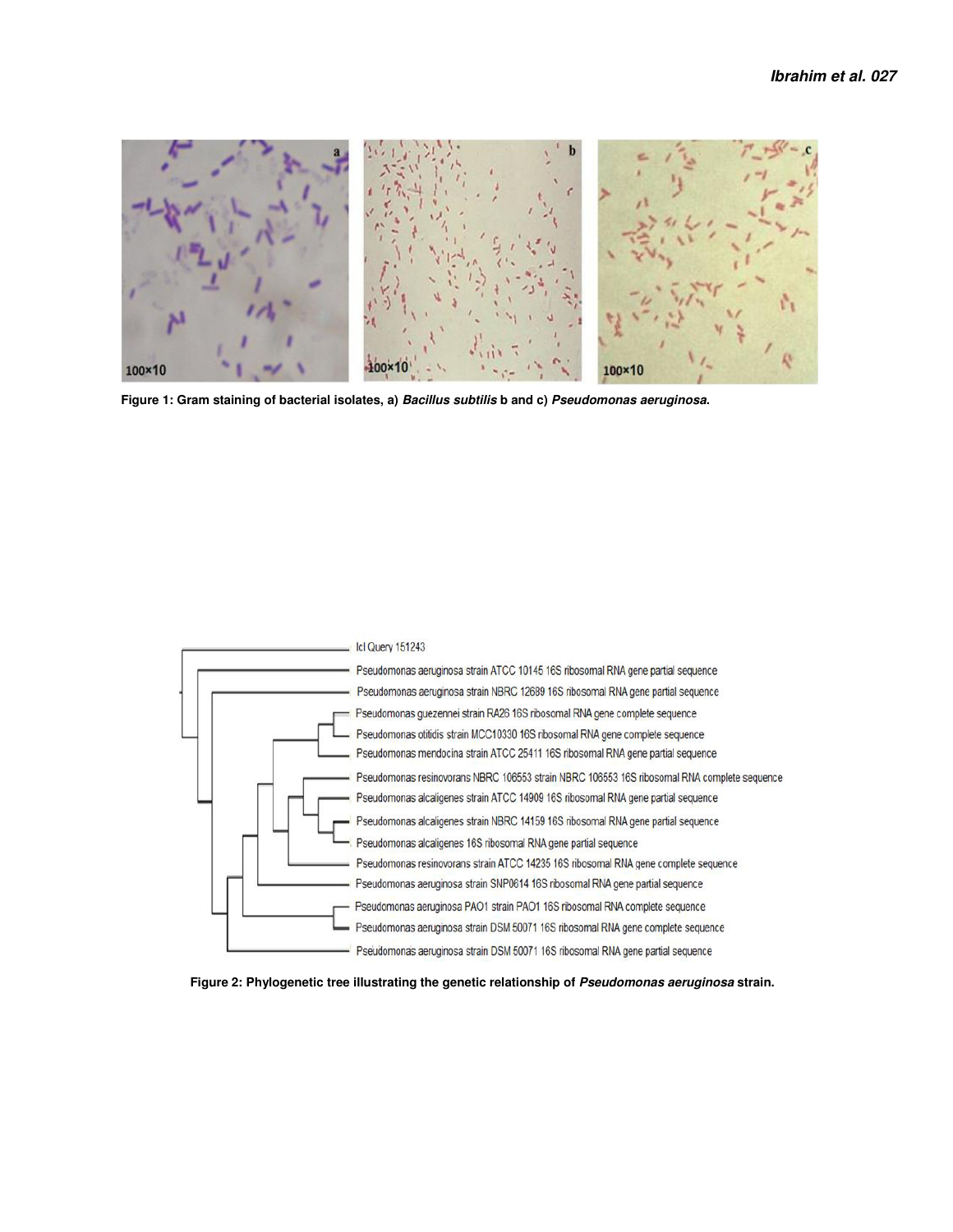**Figure 1: Gram staining of bacterial isolates, a)** ***Bacillus subtilis*** **b and c)** ***Pseudomonas aeruginosa*****.**

**Figure 2: Phylogenetic tree illustrating the genetic relationship of** ***Pseudomonas aeruginosa*** **strain.**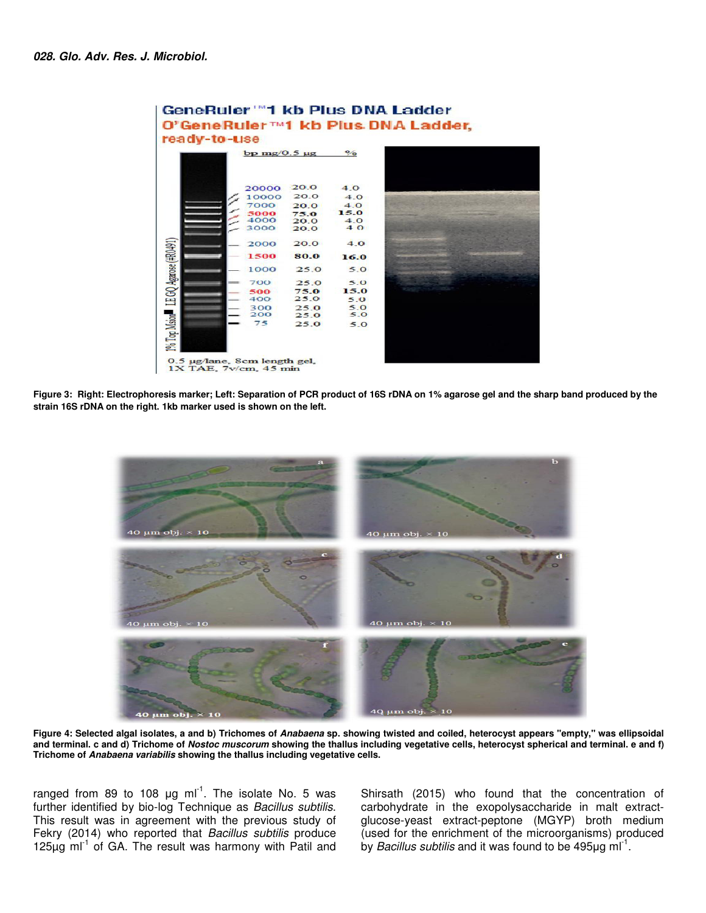Figure 3: Right: Electrophoresis marker; Left: Separation of PCR product of 16S rDNA on 1% agarose gel and the sharp band produced by the strain 16S rDNA on the right. 1kb marker used is shown on the left.

Figure 4: Selected algal isolates, a and b) Trichomes of *Anabaena* sp. showing twisted and coiled, heterocyst appears "empty," was ellipsoidal and terminal. c and d) Trichome of *Nostoc muscorum* showing the thallus including vegetative cells, heterocyst spherical and terminal. e and f) Trichome of *Anabaena variabilis* showing the thallus including vegetative cells.

ranged from 89 to 108 µg ml$^{-1}$. The isolate No. 5 was further identified by bio-log Technique as *Bacillus subtilis*. This result was in agreement with the previous study of Fekry (2014) who reported that *Bacillus subtilis* produce 125µg ml$^{-1}$ of GA. The result was harmony with Patil and Shirsath (2015) who found that the concentration of carbohydrate in the exopolysaccharide in malt extract-glucose-yeast extract-peptone (MGYP) broth medium (used for the enrichment of the microorganisms) produced by *Bacillus subtilis* and it was found to be 495µg ml$^{-1}$.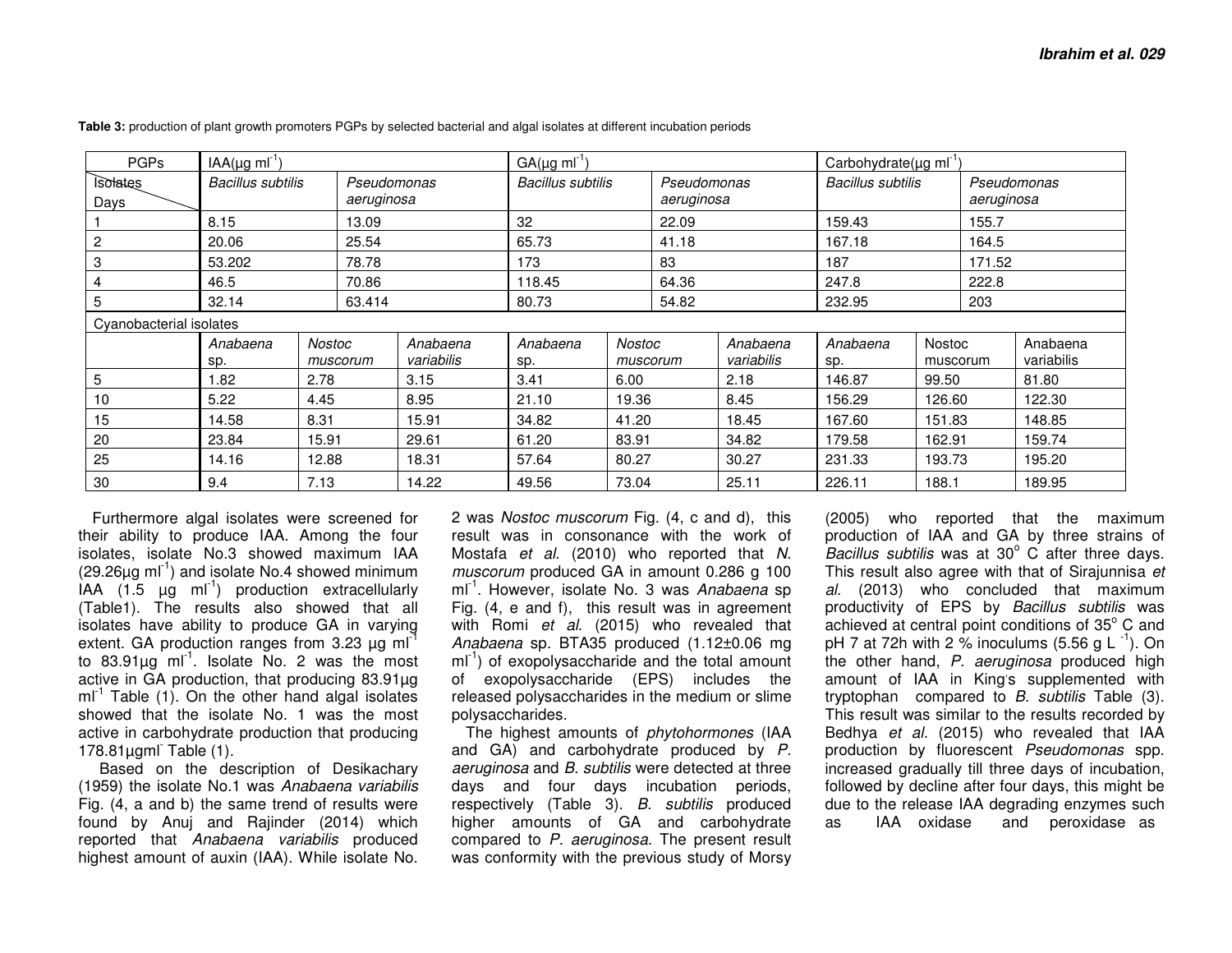**Table 3:** production of plant growth promoters PGPs by selected bacterial and algal isolates at different incubation periods

| PGPs | IAA(µg ml$^{-1}$) | | | GA(µg ml$^{-1}$) | | | Carbohydrate(µg ml$^{-1}$) | | |
|---|---|---|---|---|---|---|---|---|---|
| Isolates / Days | *Bacillus subtilis* | *Pseudomonas aeruginosa* | | *Bacillus subtilis* | *Pseudomonas aeruginosa* | | *Bacillus subtilis* | *Pseudomonas aeruginosa* | |
| 1 | 8.15 | 13.09 | | 32 | 22.09 | | 159.43 | 155.7 | |
| 2 | 20.06 | 25.54 | | 65.73 | 41.18 | | 167.18 | 164.5 | |
| 3 | 53.202 | 78.78 | | 173 | 83 | | 187 | 171.52 | |
| 4 | 46.5 | 70.86 | | 118.45 | 64.36 | | 247.8 | 222.8 | |
| 5 | 32.14 | 63.414 | | 80.73 | 54.82 | | 232.95 | 203 | |
| Cyanobacterial isolates | | | | | | | | | |
| | *Anabaena* sp. | *Nostoc muscorum* | *Anabaena variabilis* | *Anabaena* sp. | *Nostoc muscorum* | *Anabaena variabilis* | *Anabaena* sp. | Nostoc muscorum | Anabaena variabilis |
| 5 | 1.82 | 2.78 | 3.15 | 3.41 | 6.00 | 2.18 | 146.87 | 99.50 | 81.80 |
| 10 | 5.22 | 4.45 | 8.95 | 21.10 | 19.36 | 8.45 | 156.29 | 126.60 | 122.30 |
| 15 | 14.58 | 8.31 | 15.91 | 34.82 | 41.20 | 18.45 | 167.60 | 151.83 | 148.85 |
| 20 | 23.84 | 15.91 | 29.61 | 61.20 | 83.91 | 34.82 | 179.58 | 162.91 | 159.74 |
| 25 | 14.16 | 12.88 | 18.31 | 57.64 | 80.27 | 30.27 | 231.33 | 193.73 | 195.20 |
| 30 | 9.4 | 7.13 | 14.22 | 49.56 | 73.04 | 25.11 | 226.11 | 188.1 | 189.95 |

Furthermore algal isolates were screened for their ability to produce IAA. Among the four isolates, isolate No.3 showed maximum IAA (29.26µg ml$^{-1}$) and isolate No.4 showed minimum IAA (1.5 µg ml$^{-1}$) production extracellularly (Table1). The results also showed that all isolates have ability to produce GA in varying extent. GA production ranges from 3.23 µg ml$^{-1}$ to 83.91µg ml$^{-1}$. Isolate No. 2 was the most active in GA production, that producing 83.91µg ml$^{-1}$ Table (1). On the other hand algal isolates showed that the isolate No. 1 was the most active in carbohydrate production that producing 178.81µgml$^{-}$ Table (1).

Based on the description of Desikachary (1959) the isolate No.1 was *Anabaena variabilis* Fig. (4, a and b) the same trend of results were found by Anuj and Rajinder (2014) which reported that *Anabaena variabilis* produced highest amount of auxin (IAA). While isolate No. 2 was *Nostoc muscorum* Fig. (4, c and d), this result was in consonance with the work of Mostafa *et al*. (2010) who reported that *N. muscorum* produced GA in amount 0.286 g 100 ml$^{-1}$. However, isolate No. 3 was *Anabaena* sp Fig. (4, e and f), this result was in agreement with Romi *et al*. (2015) who revealed that *Anabaena* sp. BTA35 produced (1.12±0.06 mg ml$^{-1}$) of exopolysaccharide and the total amount of exopolysaccharide (EPS) includes the released polysaccharides in the medium or slime polysaccharides.

The highest amounts of *phytohormones* (IAA and GA) and carbohydrate produced by *P. aeruginosa* and *B. subtilis* were detected at three days and four days incubation periods, respectively (Table 3). *B. subtilis* produced higher amounts of GA and carbohydrate compared to *P. aeruginosa.* The present result was conformity with the previous study of Morsy (2005) who reported that the maximum production of IAA and GA by three strains of *Bacillus subtilis* was at 30$^{o}$ C after three days. This result also agree with that of Sirajunnisa *et al*. (2013) who concluded that maximum productivity of EPS by *Bacillus subtilis* was achieved at central point conditions of 35$^{o}$ C and pH 7 at 72h with 2 % inoculums (5.56 g L$^{-1}$). On the other hand, *P. aeruginosa* produced high amount of IAA in King's supplemented with tryptophan compared to *B. subtilis* Table (3). This result was similar to the results recorded by Bedhya *et al*. (2015) who revealed that IAA production by fluorescent *Pseudomonas* spp. increased gradually till three days of incubation, followed by decline after four days, this might be due to the release IAA degrading enzymes such as IAA oxidase and peroxidase as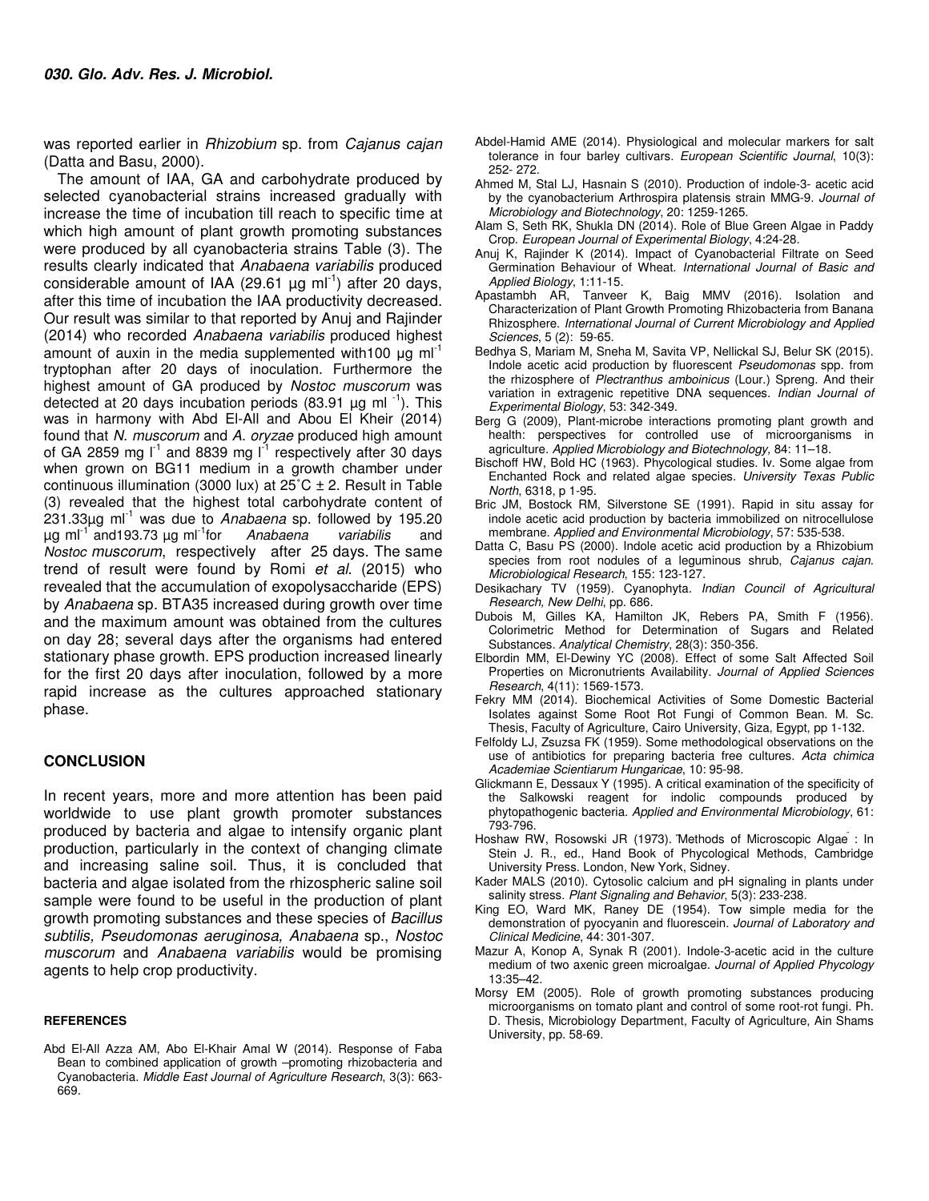was reported earlier in *Rhizobium* sp. from *Cajanus cajan* (Datta and Basu, 2000).

The amount of IAA, GA and carbohydrate produced by selected cyanobacterial strains increased gradually with increase the time of incubation till reach to specific time at which high amount of plant growth promoting substances were produced by all cyanobacteria strains Table (3). The results clearly indicated that *Anabaena variabilis* produced considerable amount of IAA (29.61 µg ml$^{-1}$) after 20 days, after this time of incubation the IAA productivity decreased. Our result was similar to that reported by Anuj and Rajinder (2014) who recorded *Anabaena variabilis* produced highest amount of auxin in the media supplemented with100 µg ml$^{-1}$ tryptophan after 20 days of inoculation. Furthermore the highest amount of GA produced by *Nostoc muscorum* was detected at 20 days incubation periods (83.91 µg ml$^{-1}$). This was in harmony with Abd El-All and Abou El Kheir (2014) found that *N. muscorum* and *A. oryzae* produced high amount of GA 2859 mg l$^{-1}$ and 8839 mg l$^{-1}$ respectively after 30 days when grown on BG11 medium in a growth chamber under continuous illumination (3000 lux) at 25°C ± 2. Result in Table (3) revealed that the highest total carbohydrate content of 231.33µg ml$^{-1}$ was due to *Anabaena* sp. followed by 195.20 µg ml$^{-1}$ and193.73 µg ml$^{-1}$for *Anabaena variabilis* and *Nostoc muscorum*, respectively after 25 days. The same trend of result were found by Romi *et al*. (2015) who revealed that the accumulation of exopolysaccharide (EPS) by *Anabaena* sp. BTA35 increased during growth over time and the maximum amount was obtained from the cultures on day 28; several days after the organisms had entered stationary phase growth. EPS production increased linearly for the first 20 days after inoculation, followed by a more rapid increase as the cultures approached stationary phase.

## CONCLUSION

In recent years, more and more attention has been paid worldwide to use plant growth promoter substances produced by bacteria and algae to intensify organic plant production, particularly in the context of changing climate and increasing saline soil. Thus, it is concluded that bacteria and algae isolated from the rhizospheric saline soil sample were found to be useful in the production of plant growth promoting substances and these species of *Bacillus subtilis, Pseudomonas aeruginosa, Anabaena* sp., *Nostoc muscorum* and *Anabaena variabilis* would be promising agents to help crop productivity.

### REFERENCES

Abd El-All Azza AM, Abo El-Khair Amal W (2014). Response of Faba Bean to combined application of growth –promoting rhizobacteria and Cyanobacteria. *Middle East Journal of Agriculture Research*, 3(3): 663-669.

Abdel-Hamid AME (2014). Physiological and molecular markers for salt tolerance in four barley cultivars. *European Scientific Journal*, 10(3): 252- 272.

Ahmed M, Stal LJ, Hasnain S (2010). Production of indole-3- acetic acid by the cyanobacterium Arthrospira platensis strain MMG-9. *Journal of Microbiology and Biotechnology*, 20: 1259-1265.

Alam S, Seth RK, Shukla DN (2014). Role of Blue Green Algae in Paddy Crop. *European Journal of Experimental Biology*, 4:24-28.

Anuj K, Rajinder K (2014). Impact of Cyanobacterial Filtrate on Seed Germination Behaviour of Wheat. *International Journal of Basic and Applied Biology*, 1:11-15.

Apastambh AR, Tanveer K, Baig MMV (2016). Isolation and Characterization of Plant Growth Promoting Rhizobacteria from Banana Rhizosphere. *International Journal of Current Microbiology and Applied Sciences*, 5 (2): 59-65.

Bedhya S, Mariam M, Sneha M, Savita VP, Nellickal SJ, Belur SK (2015). Indole acetic acid production by fluorescent *Pseudomonas* spp. from the rhizosphere of *Plectranthus amboinicus* (Lour.) Spreng. And their variation in extragenic repetitive DNA sequences. *Indian Journal of Experimental Biology*, 53: 342-349.

Berg G (2009), Plant-microbe interactions promoting plant growth and health: perspectives for controlled use of microorganisms in agriculture. *Applied Microbiology and Biotechnology,* 84: 11–18.

Bischoff HW, Bold HC (1963). Phycological studies. Iv. Some algae from Enchanted Rock and related algae species. *University Texas Public North*, 6318, p 1-95.

Bric JM, Bostock RM, Silverstone SE (1991). Rapid in situ assay for indole acetic acid production by bacteria immobilized on nitrocellulose membrane. *Applied and Environmental Microbiology*, 57: 535-538.

Datta C, Basu PS (2000). Indole acetic acid production by a Rhizobium species from root nodules of a leguminous shrub, *Cajanus cajan*. *Microbiological Research*, 155: 123-127.

Desikachary TV (1959). Cyanophyta. *Indian Council of Agricultural Research, New Delhi*, pp. 686.

Dubois M, Gilles KA, Hamilton JK, Rebers PA, Smith F (1956). Colorimetric Method for Determination of Sugars and Related Substances. *Analytical Chemistry*, 28(3): 350-356.

Elbordin MM, El-Dewiny YC (2008). Effect of some Salt Affected Soil Properties on Micronutrients Availability. *Journal of Applied Sciences Research*, 4(11): 1569-1573.

Fekry MM (2014). Biochemical Activities of Some Domestic Bacterial Isolates against Some Root Rot Fungi of Common Bean. M. Sc. Thesis, Faculty of Agriculture, Cairo University, Giza, Egypt, pp 1-132.

Felfoldy LJ, Zsuzsa FK (1959). Some methodological observations on the use of antibiotics for preparing bacteria free cultures. *Acta chimica Academiae Scientiarum Hungaricae*, 10: 95-98.

Glickmann E, Dessaux Y (1995). A critical examination of the specificity of the Salkowski reagent for indolic compounds produced by phytopathogenic bacteria. *Applied and Environmental Microbiology*, 61: 793-796.

Hoshaw RW, Rosowski JR (1973). "Methods of Microscopic Algae" : In Stein J. R., ed., Hand Book of Phycological Methods, Cambridge University Press. London, New York, Sidney.

Kader MALS (2010). Cytosolic calcium and pH signaling in plants under salinity stress. *Plant Signaling and Behavior*, 5(3): 233-238.

King EO, Ward MK, Raney DE (1954). Tow simple media for the demonstration of pyocyanin and fluorescein. *Journal of Laboratory and Clinical Medicine*, 44: 301-307.

Mazur A, Konop A, Synak R (2001). Indole-3-acetic acid in the culture medium of two axenic green microalgae. *Journal of Applied Phycology* 13:35–42.

Morsy EM (2005). Role of growth promoting substances producing microorganisms on tomato plant and control of some root-rot fungi. Ph. D. Thesis, Microbiology Department, Faculty of Agriculture, Ain Shams University, pp. 58-69.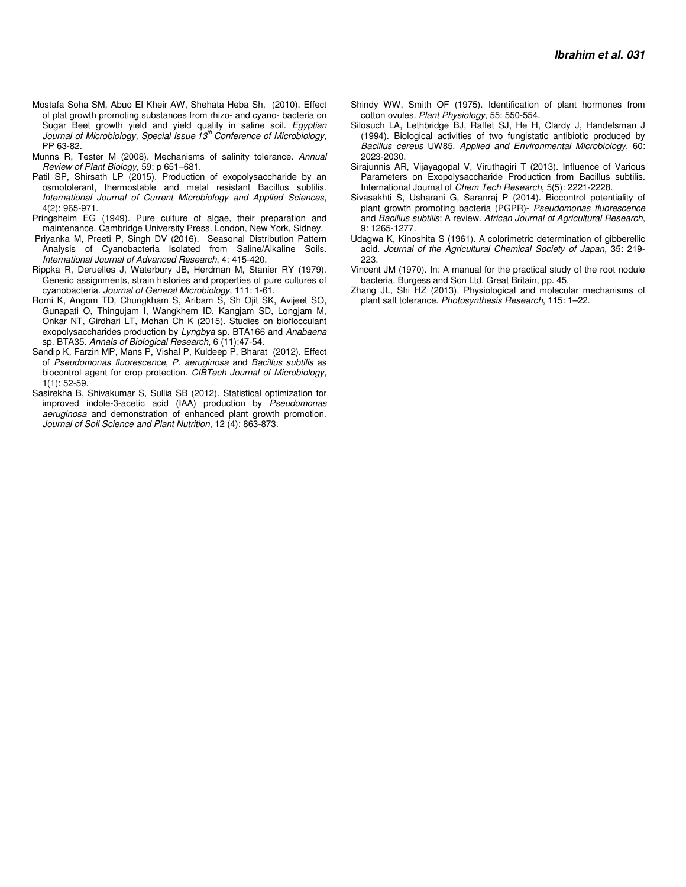Mostafa Soha SM, Abuo El Kheir AW, Shehata Heba Sh. (2010). Effect of plat growth promoting substances from rhizo- and cyano- bacteria on Sugar Beet growth yield and yield quality in saline soil. *Egyptian Journal of Microbiology, Special Issue 13th Conference of Microbiology*, PP 63-82.

Munns R, Tester M (2008). Mechanisms of salinity tolerance. *Annual Review of Plant Biology*, 59: p 651–681.

Patil SP, Shirsath LP (2015). Production of exopolysaccharide by an osmotolerant, thermostable and metal resistant Bacillus subtilis. *International Journal of Current Microbiology and Applied Sciences*, 4(2): 965-971.

Pringsheim EG (1949). Pure culture of algae, their preparation and maintenance. Cambridge University Press. London, New York, Sidney.

Priyanka M, Preeti P, Singh DV (2016). Seasonal Distribution Pattern Analysis of Cyanobacteria Isolated from Saline/Alkaline Soils. *International Journal of Advanced Research*, 4: 415-420.

Rippka R, Deruelles J, Waterbury JB, Herdman M, Stanier RY (1979). Generic assignments, strain histories and properties of pure cultures of cyanobacteria. *Journal of General Microbiology*, 111: 1-61.

Romi K, Angom TD, Chungkham S, Aribam S, Sh Ojit SK, Avijeet SO, Gunapati O, Thingujam I, Wangkhem ID, Kangjam SD, Longjam M, Onkar NT, Girdhari LT, Mohan Ch K (2015). Studies on bioflocculant exopolysaccharides production by *Lyngbya* sp. BTA166 and *Anabaena* sp. BTA35. *Annals of Biological Research*, 6 (11):47-54.

Sandip K, Farzin MP, Mans P, Vishal P, Kuldeep P, Bharat (2012). Effect of *Pseudomonas fluorescence*, *P. aeruginosa* and *Bacillus subtilis* as biocontrol agent for crop protection. *CIBTech Journal of Microbiology*, 1(1): 52-59.

Sasirekha B, Shivakumar S, Sullia SB (2012). Statistical optimization for improved indole-3-acetic acid (IAA) production by *Pseudomonas aeruginosa* and demonstration of enhanced plant growth promotion. *Journal of Soil Science and Plant Nutrition*, 12 (4): 863-873.

Shindy WW, Smith OF (1975). Identification of plant hormones from cotton ovules. *Plant Physiology*, 55: 550-554.

Silosuch LA, Lethbridge BJ, Raffet SJ, He H, Clardy J, Handelsman J (1994). Biological activities of two fungistatic antibiotic produced by *Bacillus cereus* UW85. *Applied and Environmental Microbiology*, 60: 2023-2030.

Sirajunnis AR, Vijayagopal V, Viruthagiri T (2013). Influence of Various Parameters on Exopolysaccharide Production from Bacillus subtilis. International Journal of *Chem Tech Research*, 5(5): 2221-2228.

Sivasakhti S, Usharani G, Saranraj P (2014). Biocontrol potentiality of plant growth promoting bacteria (PGPR)- *Pseudomonas fluorescence* and *Bacillus subtilis*: A review. *African Journal of Agricultural Research*, 9: 1265-1277.

Udagwa K, Kinoshita S (1961). A colorimetric determination of gibberellic acid. *Journal of the Agricultural Chemical Society of Japan*, 35: 219-223.

Vincent JM (1970). In: A manual for the practical study of the root nodule bacteria. Burgess and Son Ltd. Great Britain, pp. 45.

Zhang JL, Shi HZ (2013). Physiological and molecular mechanisms of plant salt tolerance. *Photosynthesis Research*, 115: 1–22.